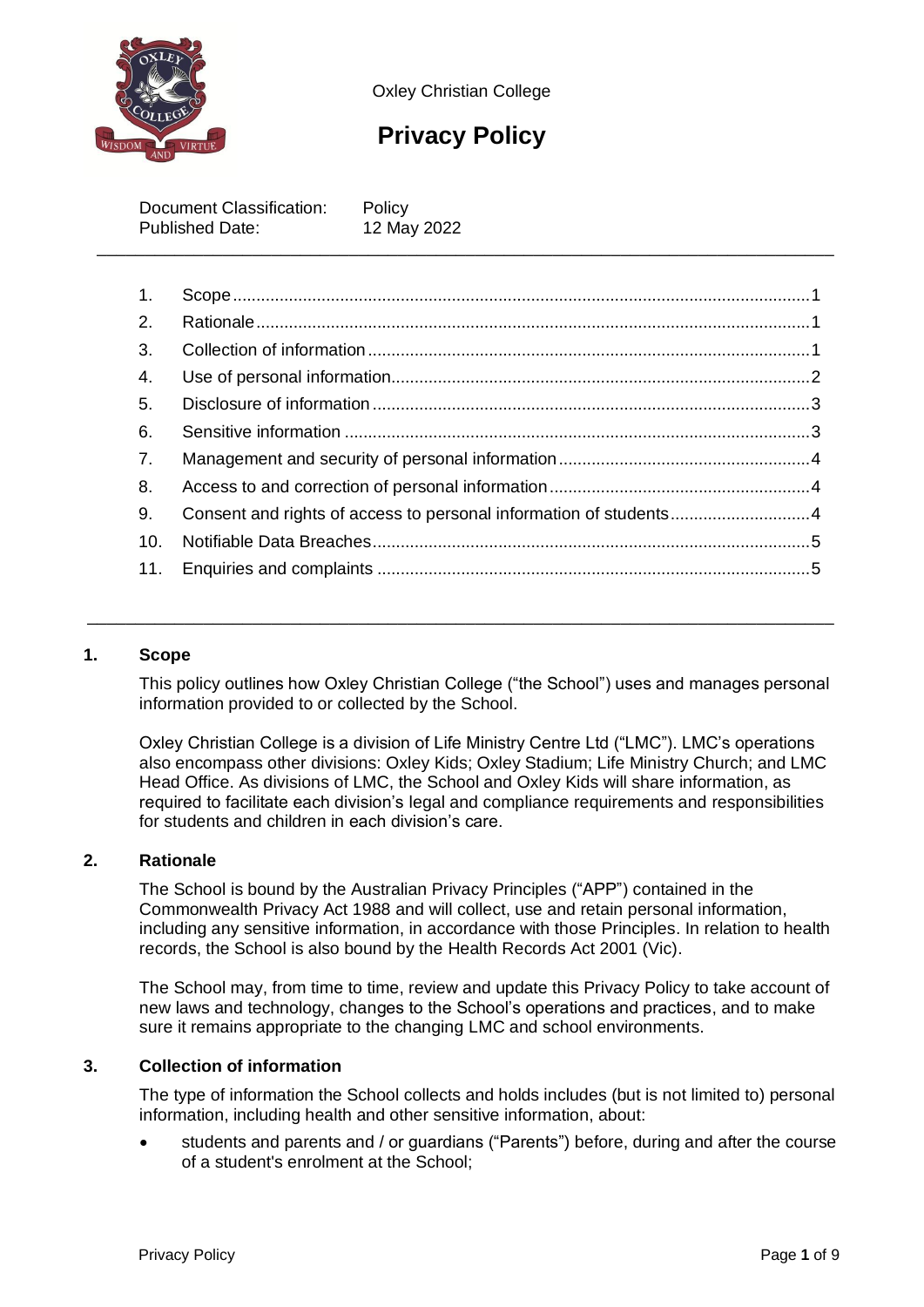Oxley Christian College

# Privacy Policy

Document Classification: Policy
Published Date: 12 May 2022

1. Scope....1
2. Rationale....1
3. Collection of information....1
4. Use of personal information....2
5. Disclosure of information....3
6. Sensitive information....3
7. Management and security of personal information....4
8. Access to and correction of personal information....4
9. Consent and rights of access to personal information of students....4
10. Notifiable Data Breaches....5
11. Enquiries and complaints....5

## 1. Scope

This policy outlines how Oxley Christian College ("the School") uses and manages personal information provided to or collected by the School.

Oxley Christian College is a division of Life Ministry Centre Ltd ("LMC"). LMC's operations also encompass other divisions: Oxley Kids; Oxley Stadium; Life Ministry Church; and LMC Head Office. As divisions of LMC, the School and Oxley Kids will share information, as required to facilitate each division's legal and compliance requirements and responsibilities for students and children in each division's care.

## 2. Rationale

The School is bound by the Australian Privacy Principles ("APP") contained in the Commonwealth Privacy Act 1988 and will collect, use and retain personal information, including any sensitive information, in accordance with those Principles. In relation to health records, the School is also bound by the Health Records Act 2001 (Vic).

The School may, from time to time, review and update this Privacy Policy to take account of new laws and technology, changes to the School's operations and practices, and to make sure it remains appropriate to the changing LMC and school environments.

## 3. Collection of information

The type of information the School collects and holds includes (but is not limited to) personal information, including health and other sensitive information, about:

- students and parents and / or guardians ("Parents") before, during and after the course of a student's enrolment at the School;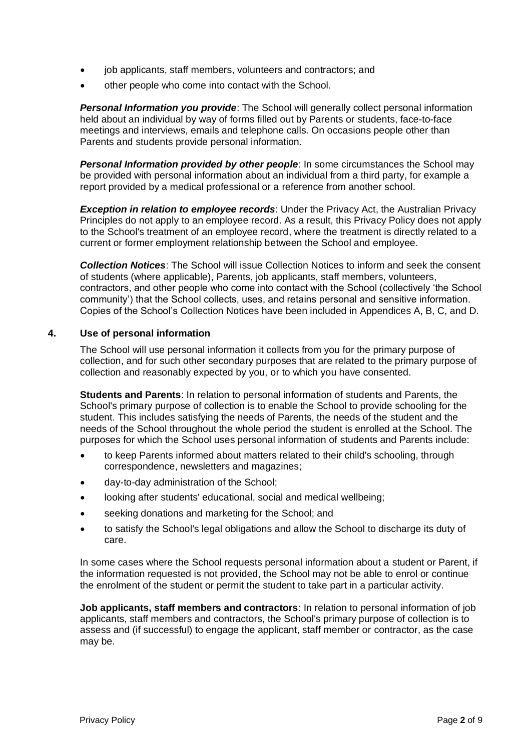- job applicants, staff members, volunteers and contractors; and
- other people who come into contact with the School.

***Personal Information you provide***: The School will generally collect personal information held about an individual by way of forms filled out by Parents or students, face-to-face meetings and interviews, emails and telephone calls. On occasions people other than Parents and students provide personal information.

***Personal Information provided by other people***: In some circumstances the School may be provided with personal information about an individual from a third party, for example a report provided by a medical professional or a reference from another school.

***Exception in relation to employee records***: Under the Privacy Act, the Australian Privacy Principles do not apply to an employee record. As a result, this Privacy Policy does not apply to the School's treatment of an employee record, where the treatment is directly related to a current or former employment relationship between the School and employee.

***Collection Notices***: The School will issue Collection Notices to inform and seek the consent of students (where applicable), Parents, job applicants, staff members, volunteers, contractors, and other people who come into contact with the School (collectively 'the School community') that the School collects, uses, and retains personal and sensitive information. Copies of the School's Collection Notices have been included in Appendices A, B, C, and D.

## 4. Use of personal information

The School will use personal information it collects from you for the primary purpose of collection, and for such other secondary purposes that are related to the primary purpose of collection and reasonably expected by you, or to which you have consented.

**Students and Parents**: In relation to personal information of students and Parents, the School's primary purpose of collection is to enable the School to provide schooling for the student. This includes satisfying the needs of Parents, the needs of the student and the needs of the School throughout the whole period the student is enrolled at the School. The purposes for which the School uses personal information of students and Parents include:

- to keep Parents informed about matters related to their child's schooling, through correspondence, newsletters and magazines;
- day-to-day administration of the School;
- looking after students' educational, social and medical wellbeing;
- seeking donations and marketing for the School; and
- to satisfy the School's legal obligations and allow the School to discharge its duty of care.

In some cases where the School requests personal information about a student or Parent, if the information requested is not provided, the School may not be able to enrol or continue the enrolment of the student or permit the student to take part in a particular activity.

**Job applicants, staff members and contractors**: In relation to personal information of job applicants, staff members and contractors, the School's primary purpose of collection is to assess and (if successful) to engage the applicant, staff member or contractor, as the case may be.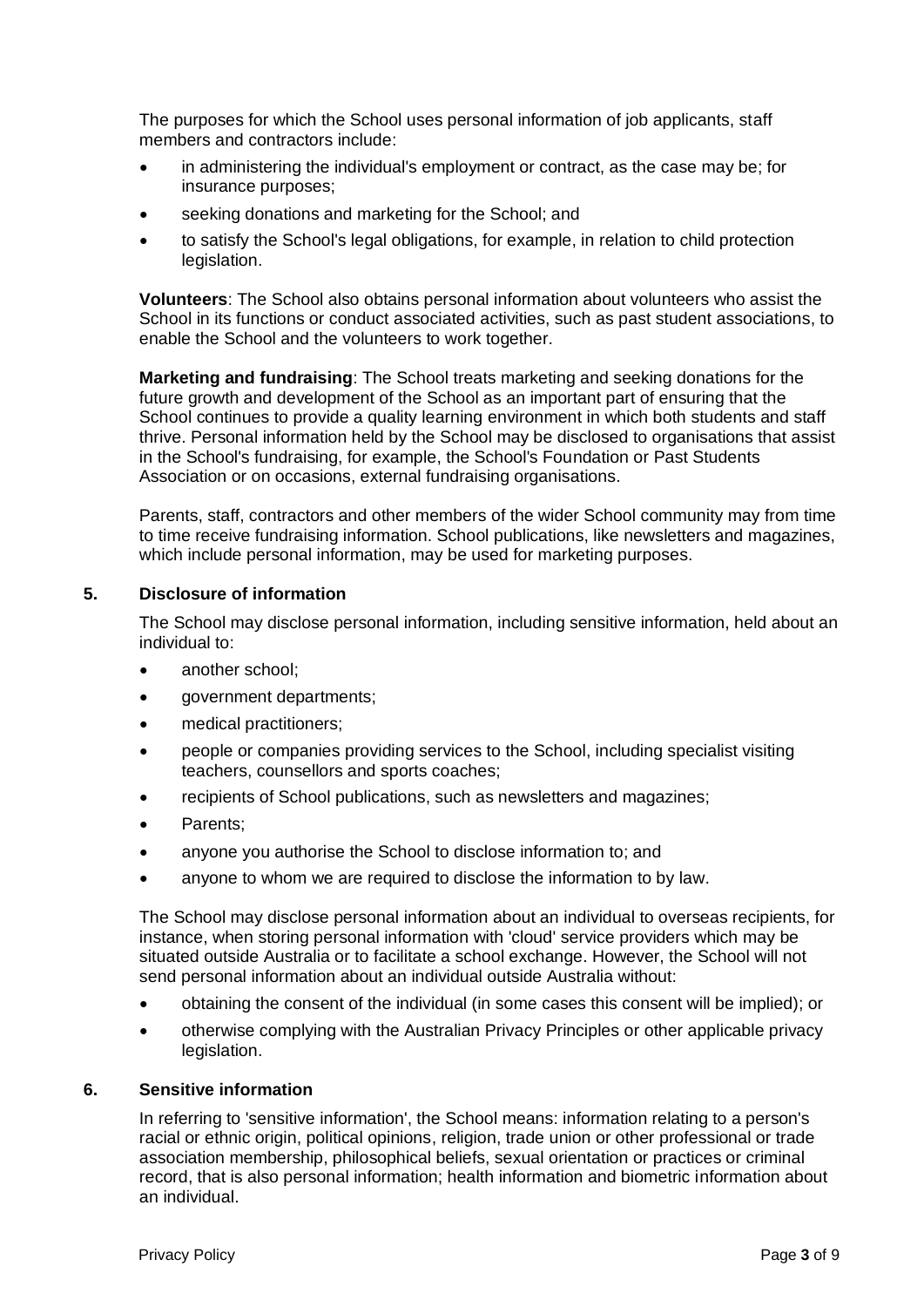The purposes for which the School uses personal information of job applicants, staff members and contractors include:

- in administering the individual's employment or contract, as the case may be; for insurance purposes;
- seeking donations and marketing for the School; and
- to satisfy the School's legal obligations, for example, in relation to child protection legislation.

**Volunteers**: The School also obtains personal information about volunteers who assist the School in its functions or conduct associated activities, such as past student associations, to enable the School and the volunteers to work together.

**Marketing and fundraising**: The School treats marketing and seeking donations for the future growth and development of the School as an important part of ensuring that the School continues to provide a quality learning environment in which both students and staff thrive. Personal information held by the School may be disclosed to organisations that assist in the School's fundraising, for example, the School's Foundation or Past Students Association or on occasions, external fundraising organisations.

Parents, staff, contractors and other members of the wider School community may from time to time receive fundraising information. School publications, like newsletters and magazines, which include personal information, may be used for marketing purposes.

## 5. Disclosure of information

The School may disclose personal information, including sensitive information, held about an individual to:

- another school;
- government departments;
- medical practitioners;
- people or companies providing services to the School, including specialist visiting teachers, counsellors and sports coaches;
- recipients of School publications, such as newsletters and magazines;
- Parents;
- anyone you authorise the School to disclose information to; and
- anyone to whom we are required to disclose the information to by law.

The School may disclose personal information about an individual to overseas recipients, for instance, when storing personal information with 'cloud' service providers which may be situated outside Australia or to facilitate a school exchange. However, the School will not send personal information about an individual outside Australia without:

- obtaining the consent of the individual (in some cases this consent will be implied); or
- otherwise complying with the Australian Privacy Principles or other applicable privacy legislation.

## 6. Sensitive information

In referring to 'sensitive information', the School means: information relating to a person's racial or ethnic origin, political opinions, religion, trade union or other professional or trade association membership, philosophical beliefs, sexual orientation or practices or criminal record, that is also personal information; health information and biometric information about an individual.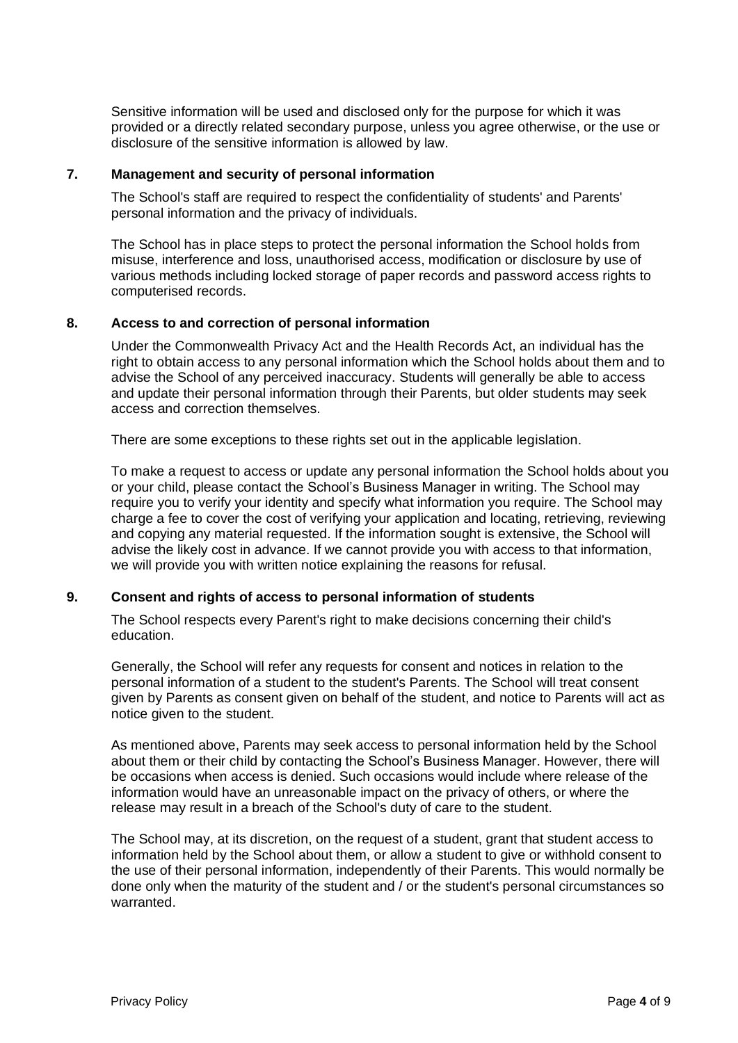Sensitive information will be used and disclosed only for the purpose for which it was provided or a directly related secondary purpose, unless you agree otherwise, or the use or disclosure of the sensitive information is allowed by law.

## 7. Management and security of personal information

The School's staff are required to respect the confidentiality of students' and Parents' personal information and the privacy of individuals.

The School has in place steps to protect the personal information the School holds from misuse, interference and loss, unauthorised access, modification or disclosure by use of various methods including locked storage of paper records and password access rights to computerised records.

## 8. Access to and correction of personal information

Under the Commonwealth Privacy Act and the Health Records Act, an individual has the right to obtain access to any personal information which the School holds about them and to advise the School of any perceived inaccuracy. Students will generally be able to access and update their personal information through their Parents, but older students may seek access and correction themselves.

There are some exceptions to these rights set out in the applicable legislation.

To make a request to access or update any personal information the School holds about you or your child, please contact the School's Business Manager in writing. The School may require you to verify your identity and specify what information you require. The School may charge a fee to cover the cost of verifying your application and locating, retrieving, reviewing and copying any material requested. If the information sought is extensive, the School will advise the likely cost in advance. If we cannot provide you with access to that information, we will provide you with written notice explaining the reasons for refusal.

## 9. Consent and rights of access to personal information of students

The School respects every Parent's right to make decisions concerning their child's education.

Generally, the School will refer any requests for consent and notices in relation to the personal information of a student to the student's Parents. The School will treat consent given by Parents as consent given on behalf of the student, and notice to Parents will act as notice given to the student.

As mentioned above, Parents may seek access to personal information held by the School about them or their child by contacting the School's Business Manager. However, there will be occasions when access is denied. Such occasions would include where release of the information would have an unreasonable impact on the privacy of others, or where the release may result in a breach of the School's duty of care to the student.

The School may, at its discretion, on the request of a student, grant that student access to information held by the School about them, or allow a student to give or withhold consent to the use of their personal information, independently of their Parents. This would normally be done only when the maturity of the student and / or the student's personal circumstances so warranted.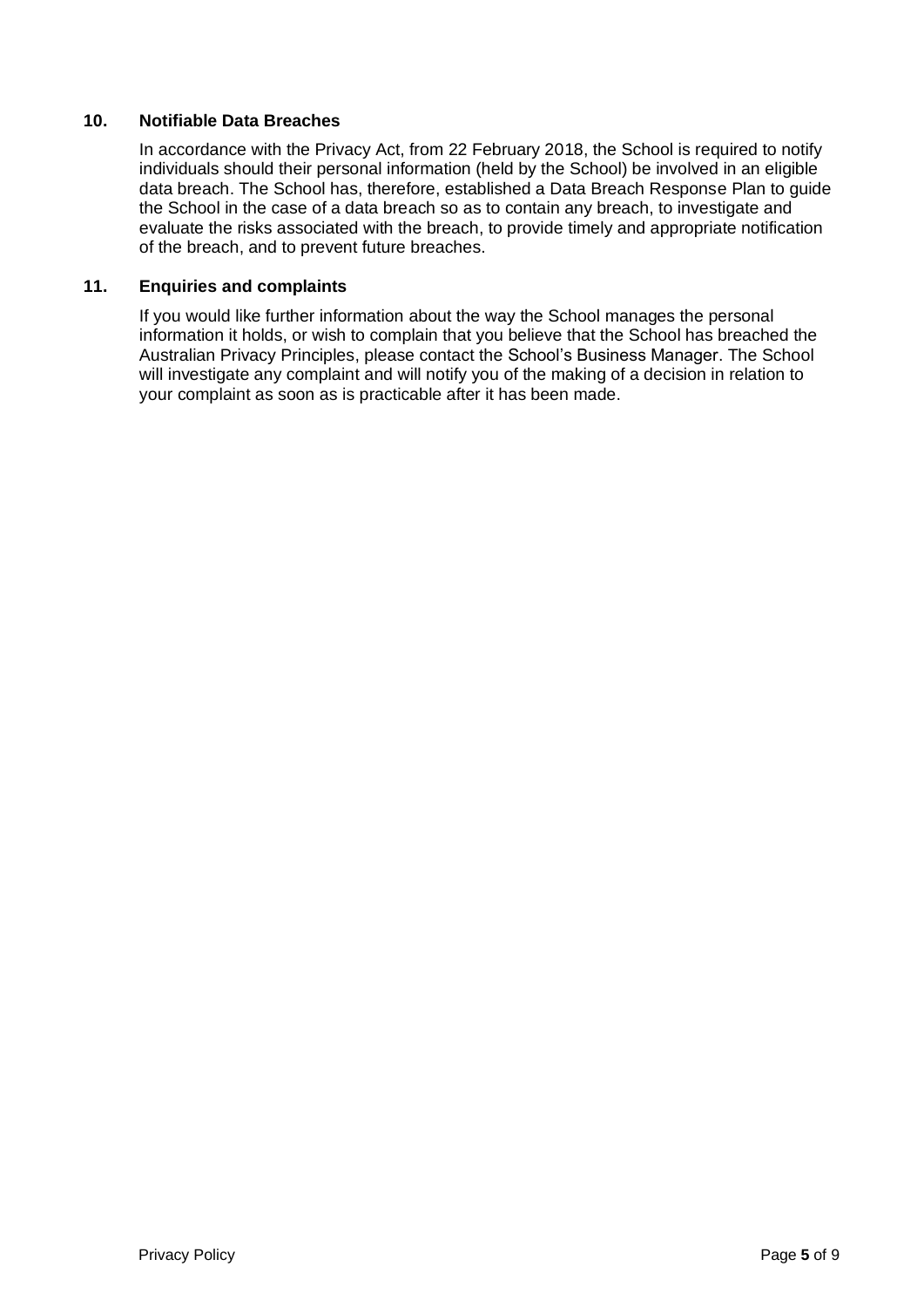## 10. Notifiable Data Breaches

In accordance with the Privacy Act, from 22 February 2018, the School is required to notify individuals should their personal information (held by the School) be involved in an eligible data breach. The School has, therefore, established a Data Breach Response Plan to guide the School in the case of a data breach so as to contain any breach, to investigate and evaluate the risks associated with the breach, to provide timely and appropriate notification of the breach, and to prevent future breaches.

## 11. Enquiries and complaints

If you would like further information about the way the School manages the personal information it holds, or wish to complain that you believe that the School has breached the Australian Privacy Principles, please contact the School's Business Manager. The School will investigate any complaint and will notify you of the making of a decision in relation to your complaint as soon as is practicable after it has been made.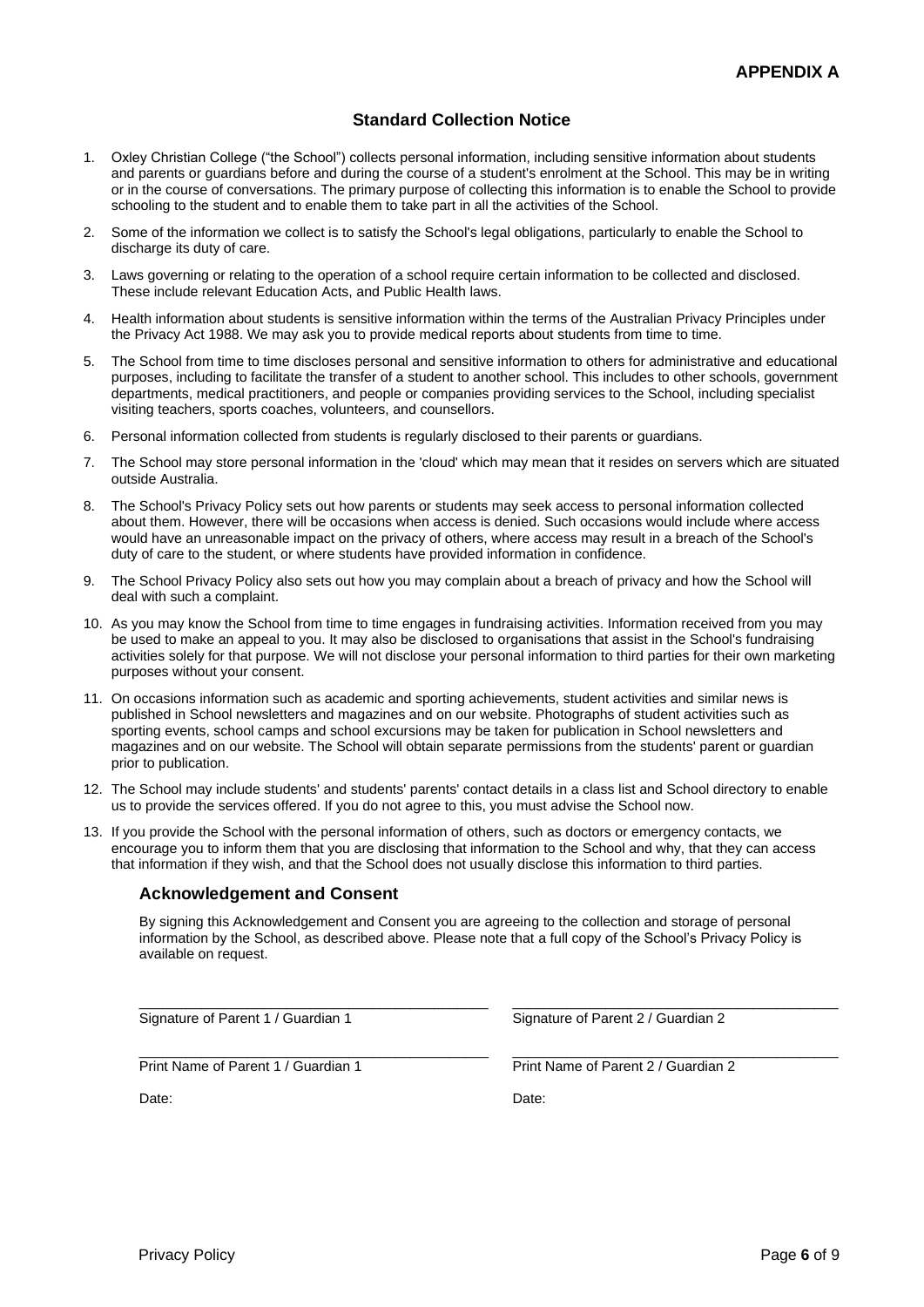**APPENDIX A**

## Standard Collection Notice

1. Oxley Christian College ("the School") collects personal information, including sensitive information about students and parents or guardians before and during the course of a student's enrolment at the School. This may be in writing or in the course of conversations. The primary purpose of collecting this information is to enable the School to provide schooling to the student and to enable them to take part in all the activities of the School.
2. Some of the information we collect is to satisfy the School's legal obligations, particularly to enable the School to discharge its duty of care.
3. Laws governing or relating to the operation of a school require certain information to be collected and disclosed. These include relevant Education Acts, and Public Health laws.
4. Health information about students is sensitive information within the terms of the Australian Privacy Principles under the Privacy Act 1988. We may ask you to provide medical reports about students from time to time.
5. The School from time to time discloses personal and sensitive information to others for administrative and educational purposes, including to facilitate the transfer of a student to another school. This includes to other schools, government departments, medical practitioners, and people or companies providing services to the School, including specialist visiting teachers, sports coaches, volunteers, and counsellors.
6. Personal information collected from students is regularly disclosed to their parents or guardians.
7. The School may store personal information in the 'cloud' which may mean that it resides on servers which are situated outside Australia.
8. The School's Privacy Policy sets out how parents or students may seek access to personal information collected about them. However, there will be occasions when access is denied. Such occasions would include where access would have an unreasonable impact on the privacy of others, where access may result in a breach of the School's duty of care to the student, or where students have provided information in confidence.
9. The School Privacy Policy also sets out how you may complain about a breach of privacy and how the School will deal with such a complaint.
10. As you may know the School from time to time engages in fundraising activities. Information received from you may be used to make an appeal to you. It may also be disclosed to organisations that assist in the School's fundraising activities solely for that purpose. We will not disclose your personal information to third parties for their own marketing purposes without your consent.
11. On occasions information such as academic and sporting achievements, student activities and similar news is published in School newsletters and magazines and on our website. Photographs of student activities such as sporting events, school camps and school excursions may be taken for publication in School newsletters and magazines and on our website. The School will obtain separate permissions from the students' parent or guardian prior to publication.
12. The School may include students' and students' parents' contact details in a class list and School directory to enable us to provide the services offered. If you do not agree to this, you must advise the School now.
13. If you provide the School with the personal information of others, such as doctors or emergency contacts, we encourage you to inform them that you are disclosing that information to the School and why, that they can access that information if they wish, and that the School does not usually disclose this information to third parties.

### Acknowledgement and Consent

By signing this Acknowledgement and Consent you are agreeing to the collection and storage of personal information by the School, as described above. Please note that a full copy of the School's Privacy Policy is available on request.

_______________________________________
Signature of Parent 1 / Guardian 1

_______________________________________
Print Name of Parent 1 / Guardian 1

Date:

_______________________________________
Signature of Parent 2 / Guardian 2

_______________________________________
Print Name of Parent 2 / Guardian 2

Date: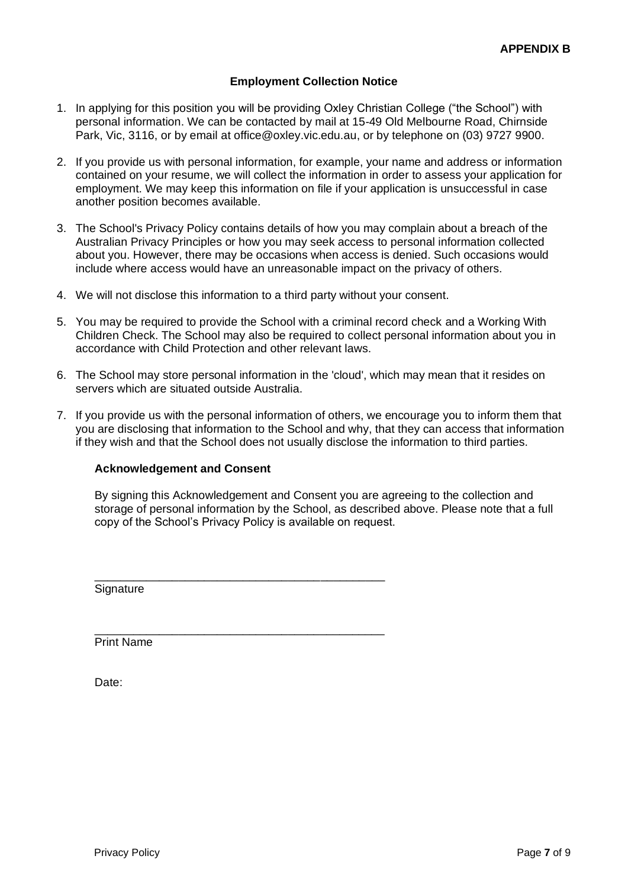**APPENDIX B**

## Employment Collection Notice

1. In applying for this position you will be providing Oxley Christian College ("the School") with personal information. We can be contacted by mail at 15-49 Old Melbourne Road, Chirnside Park, Vic, 3116, or by email at office@oxley.vic.edu.au, or by telephone on (03) 9727 9900.
2. If you provide us with personal information, for example, your name and address or information contained on your resume, we will collect the information in order to assess your application for employment. We may keep this information on file if your application is unsuccessful in case another position becomes available.
3. The School's Privacy Policy contains details of how you may complain about a breach of the Australian Privacy Principles or how you may seek access to personal information collected about you. However, there may be occasions when access is denied. Such occasions would include where access would have an unreasonable impact on the privacy of others.
4. We will not disclose this information to a third party without your consent.
5. You may be required to provide the School with a criminal record check and a Working With Children Check. The School may also be required to collect personal information about you in accordance with Child Protection and other relevant laws.
6. The School may store personal information in the 'cloud', which may mean that it resides on servers which are situated outside Australia.
7. If you provide us with the personal information of others, we encourage you to inform them that you are disclosing that information to the School and why, that they can access that information if they wish and that the School does not usually disclose the information to third parties.

### Acknowledgement and Consent

By signing this Acknowledgement and Consent you are agreeing to the collection and storage of personal information by the School, as described above. Please note that a full copy of the School's Privacy Policy is available on request.

_______________________________________________
Signature

_______________________________________________
Print Name

Date: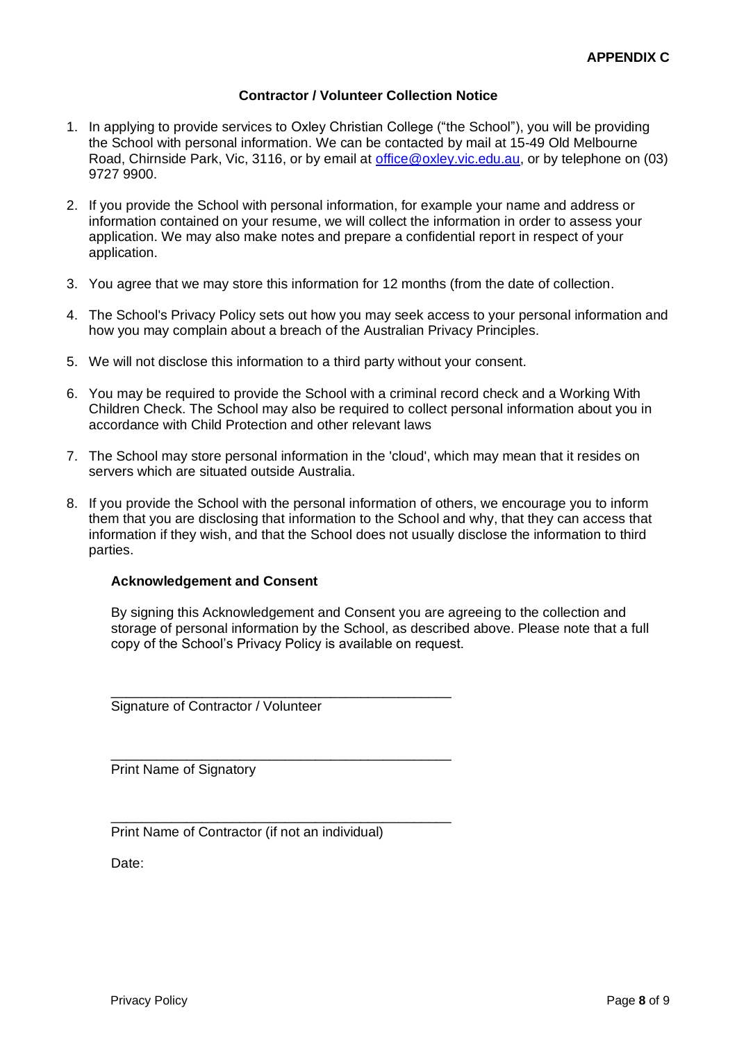**APPENDIX C**

## Contractor / Volunteer Collection Notice

1. In applying to provide services to Oxley Christian College ("the School"), you will be providing the School with personal information. We can be contacted by mail at 15-49 Old Melbourne Road, Chirnside Park, Vic, 3116, or by email at office@oxley.vic.edu.au, or by telephone on (03) 9727 9900.

2. If you provide the School with personal information, for example your name and address or information contained on your resume, we will collect the information in order to assess your application. We may also make notes and prepare a confidential report in respect of your application.

3. You agree that we may store this information for 12 months (from the date of collection.

4. The School's Privacy Policy sets out how you may seek access to your personal information and how you may complain about a breach of the Australian Privacy Principles.

5. We will not disclose this information to a third party without your consent.

6. You may be required to provide the School with a criminal record check and a Working With Children Check. The School may also be required to collect personal information about you in accordance with Child Protection and other relevant laws

7. The School may store personal information in the 'cloud', which may mean that it resides on servers which are situated outside Australia.

8. If you provide the School with the personal information of others, we encourage you to inform them that you are disclosing that information to the School and why, that they can access that information if they wish, and that the School does not usually disclose the information to third parties.

### Acknowledgement and Consent

By signing this Acknowledgement and Consent you are agreeing to the collection and storage of personal information by the School, as described above. Please note that a full copy of the School's Privacy Policy is available on request.

_______________________________________________
Signature of Contractor / Volunteer

_______________________________________________
Print Name of Signatory

_______________________________________________
Print Name of Contractor (if not an individual)

Date: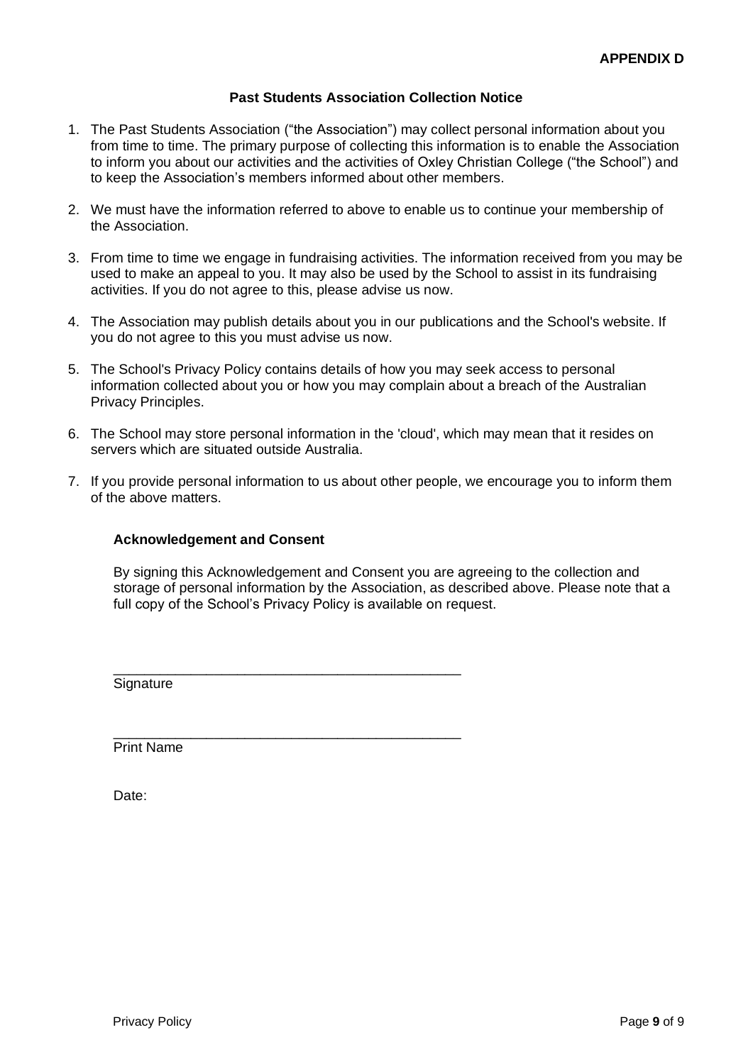**APPENDIX D**

## Past Students Association Collection Notice

1. The Past Students Association ("the Association") may collect personal information about you from time to time. The primary purpose of collecting this information is to enable the Association to inform you about our activities and the activities of Oxley Christian College ("the School") and to keep the Association's members informed about other members.
2. We must have the information referred to above to enable us to continue your membership of the Association.
3. From time to time we engage in fundraising activities. The information received from you may be used to make an appeal to you. It may also be used by the School to assist in its fundraising activities. If you do not agree to this, please advise us now.
4. The Association may publish details about you in our publications and the School's website. If you do not agree to this you must advise us now.
5. The School's Privacy Policy contains details of how you may seek access to personal information collected about you or how you may complain about a breach of the Australian Privacy Principles.
6. The School may store personal information in the 'cloud', which may mean that it resides on servers which are situated outside Australia.
7. If you provide personal information to us about other people, we encourage you to inform them of the above matters.

### Acknowledgement and Consent

By signing this Acknowledgement and Consent you are agreeing to the collection and storage of personal information by the Association, as described above. Please note that a full copy of the School's Privacy Policy is available on request.

_______________________________________________
Signature

_______________________________________________
Print Name

Date: